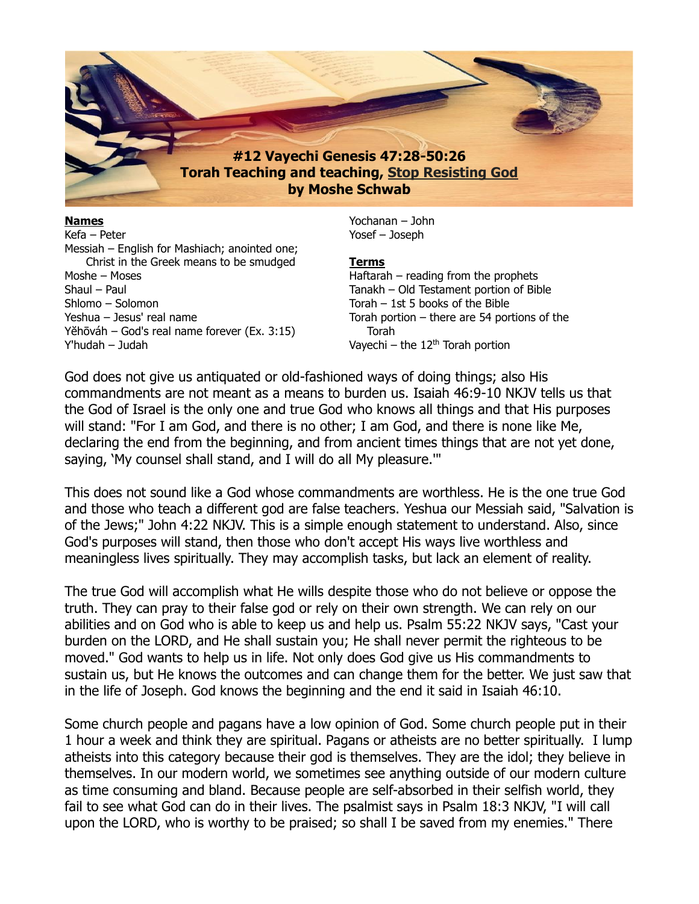# #12 Vayechi Genesis 47:28-50:26
## Torah Teaching and teaching, Stop Resisting God
### by Moshe Schwab

**Names**

Kefa – Peter
Messiah – English for Mashiach; anointed one; Christ in the Greek means to be smudged
Moshe – Moses
Shaul – Paul
Shlomo – Solomon
Yeshua – Jesus' real name
Yěhōváh – God's real name forever (Ex. 3:15)
Y'hudah – Judah
Yochanan – John
Yosef – Joseph

**Terms**

Haftarah – reading from the prophets
Tanakh – Old Testament portion of Bible
Torah – 1st 5 books of the Bible
Torah portion – there are 54 portions of the Torah
Vayechi – the 12th Torah portion

God does not give us antiquated or old-fashioned ways of doing things; also His commandments are not meant as a means to burden us. Isaiah 46:9-10 NKJV tells us that the God of Israel is the only one and true God who knows all things and that His purposes will stand: "For I am God, and there is no other; I am God, and there is none like Me, declaring the end from the beginning, and from ancient times things that are not yet done, saying, 'My counsel shall stand, and I will do all My pleasure.'"

This does not sound like a God whose commandments are worthless. He is the one true God and those who teach a different god are false teachers. Yeshua our Messiah said, "Salvation is of the Jews;" John 4:22 NKJV. This is a simple enough statement to understand. Also, since God's purposes will stand, then those who don't accept His ways live worthless and meaningless lives spiritually. They may accomplish tasks, but lack an element of reality.

The true God will accomplish what He wills despite those who do not believe or oppose the truth. They can pray to their false god or rely on their own strength. We can rely on our abilities and on God who is able to keep us and help us. Psalm 55:22 NKJV says, "Cast your burden on the LORD, and He shall sustain you; He shall never permit the righteous to be moved." God wants to help us in life. Not only does God give us His commandments to sustain us, but He knows the outcomes and can change them for the better. We just saw that in the life of Joseph. God knows the beginning and the end it said in Isaiah 46:10.

Some church people and pagans have a low opinion of God. Some church people put in their 1 hour a week and think they are spiritual. Pagans or atheists are no better spiritually. I lump atheists into this category because their god is themselves. They are the idol; they believe in themselves. In our modern world, we sometimes see anything outside of our modern culture as time consuming and bland. Because people are self-absorbed in their selfish world, they fail to see what God can do in their lives. The psalmist says in Psalm 18:3 NKJV, "I will call upon the LORD, who is worthy to be praised; so shall I be saved from my enemies." There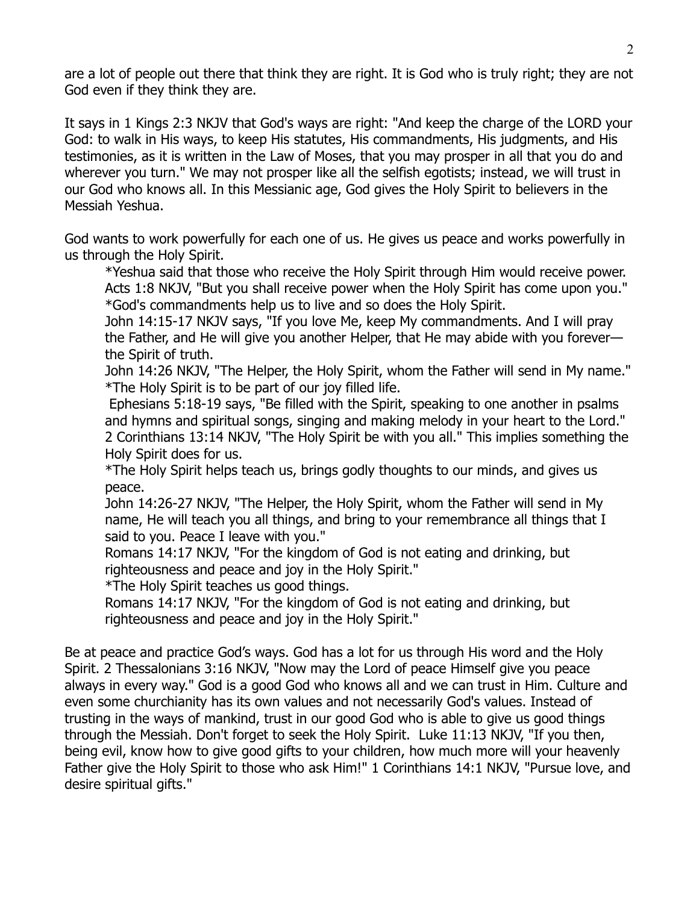are a lot of people out there that think they are right. It is God who is truly right; they are not God even if they think they are.

It says in 1 Kings 2:3 NKJV that God's ways are right: "And keep the charge of the LORD your God: to walk in His ways, to keep His statutes, His commandments, His judgments, and His testimonies, as it is written in the Law of Moses, that you may prosper in all that you do and wherever you turn." We may not prosper like all the selfish egotists; instead, we will trust in our God who knows all. In this Messianic age, God gives the Holy Spirit to believers in the Messiah Yeshua.

God wants to work powerfully for each one of us. He gives us peace and works powerfully in us through the Holy Spirit.

> *Yeshua said that those who receive the Holy Spirit through Him would receive power. Acts 1:8 NKJV, "But you shall receive power when the Holy Spirit has come upon you."
> *God's commandments help us to live and so does the Holy Spirit.
> John 14:15-17 NKJV says, "If you love Me, keep My commandments. And I will pray the Father, and He will give you another Helper, that He may abide with you forever—the Spirit of truth.
> John 14:26 NKJV, "The Helper, the Holy Spirit, whom the Father will send in My name."
> *The Holy Spirit is to be part of our joy filled life.
> Ephesians 5:18-19 says, "Be filled with the Spirit, speaking to one another in psalms and hymns and spiritual songs, singing and making melody in your heart to the Lord."
> 2 Corinthians 13:14 NKJV, "The Holy Spirit be with you all." This implies something the Holy Spirit does for us.
> *The Holy Spirit helps teach us, brings godly thoughts to our minds, and gives us peace.
> John 14:26-27 NKJV, "The Helper, the Holy Spirit, whom the Father will send in My name, He will teach you all things, and bring to your remembrance all things that I said to you. Peace I leave with you."
> Romans 14:17 NKJV, "For the kingdom of God is not eating and drinking, but righteousness and peace and joy in the Holy Spirit."
> *The Holy Spirit teaches us good things.
> Romans 14:17 NKJV, "For the kingdom of God is not eating and drinking, but righteousness and peace and joy in the Holy Spirit."

Be at peace and practice God's ways. God has a lot for us through His word and the Holy Spirit. 2 Thessalonians 3:16 NKJV, "Now may the Lord of peace Himself give you peace always in every way." God is a good God who knows all and we can trust in Him. Culture and even some churchianity has its own values and not necessarily God's values. Instead of trusting in the ways of mankind, trust in our good God who is able to give us good things through the Messiah. Don't forget to seek the Holy Spirit. Luke 11:13 NKJV, "If you then, being evil, know how to give good gifts to your children, how much more will your heavenly Father give the Holy Spirit to those who ask Him!" 1 Corinthians 14:1 NKJV, "Pursue love, and desire spiritual gifts."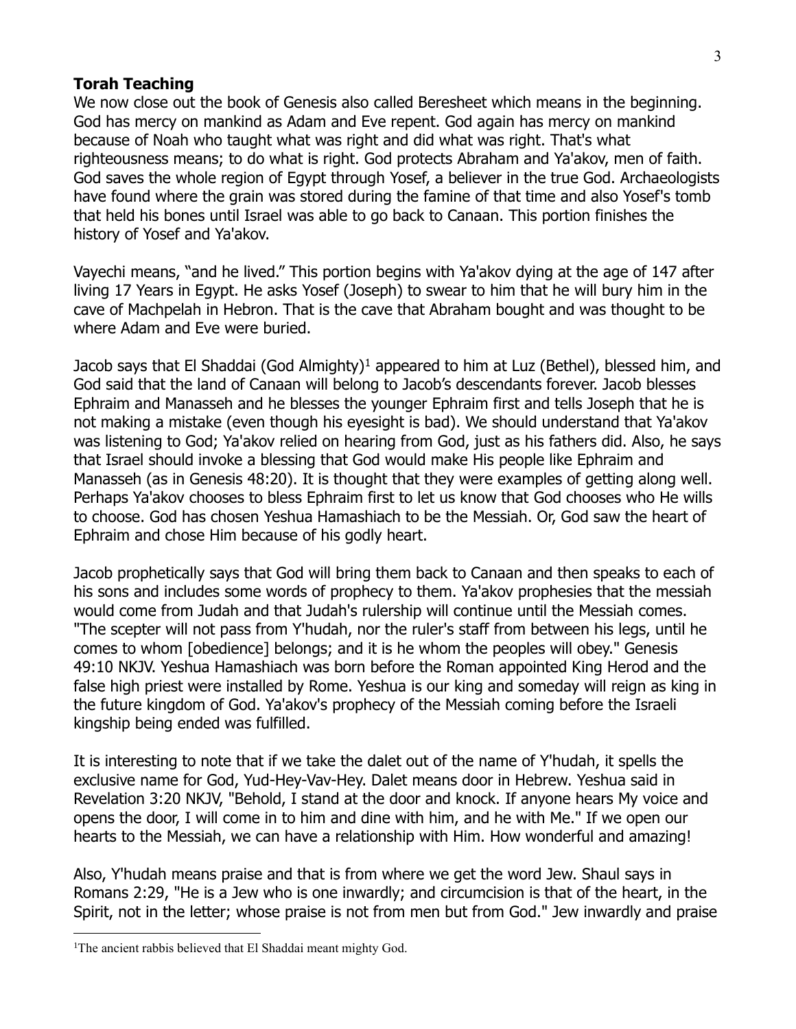**Torah Teaching**

We now close out the book of Genesis also called Beresheet which means in the beginning. God has mercy on mankind as Adam and Eve repent. God again has mercy on mankind because of Noah who taught what was right and did what was right. That's what righteousness means; to do what is right. God protects Abraham and Ya'akov, men of faith. God saves the whole region of Egypt through Yosef, a believer in the true God. Archaeologists have found where the grain was stored during the famine of that time and also Yosef's tomb that held his bones until Israel was able to go back to Canaan. This portion finishes the history of Yosef and Ya'akov.

Vayechi means, "and he lived." This portion begins with Ya'akov dying at the age of 147 after living 17 Years in Egypt. He asks Yosef (Joseph) to swear to him that he will bury him in the cave of Machpelah in Hebron. That is the cave that Abraham bought and was thought to be where Adam and Eve were buried.

Jacob says that El Shaddai (God Almighty)[1] appeared to him at Luz (Bethel), blessed him, and God said that the land of Canaan will belong to Jacob's descendants forever. Jacob blesses Ephraim and Manasseh and he blesses the younger Ephraim first and tells Joseph that he is not making a mistake (even though his eyesight is bad). We should understand that Ya'akov was listening to God; Ya'akov relied on hearing from God, just as his fathers did. Also, he says that Israel should invoke a blessing that God would make His people like Ephraim and Manasseh (as in Genesis 48:20). It is thought that they were examples of getting along well. Perhaps Ya'akov chooses to bless Ephraim first to let us know that God chooses who He wills to choose. God has chosen Yeshua Hamashiach to be the Messiah. Or, God saw the heart of Ephraim and chose Him because of his godly heart.

Jacob prophetically says that God will bring them back to Canaan and then speaks to each of his sons and includes some words of prophecy to them. Ya'akov prophesies that the messiah would come from Judah and that Judah's rulership will continue until the Messiah comes. "The scepter will not pass from Y'hudah, nor the ruler's staff from between his legs, until he comes to whom [obedience] belongs; and it is he whom the peoples will obey." Genesis 49:10 NKJV. Yeshua Hamashiach was born before the Roman appointed King Herod and the false high priest were installed by Rome. Yeshua is our king and someday will reign as king in the future kingdom of God. Ya'akov's prophecy of the Messiah coming before the Israeli kingship being ended was fulfilled.

It is interesting to note that if we take the dalet out of the name of Y'hudah, it spells the exclusive name for God, Yud-Hey-Vav-Hey. Dalet means door in Hebrew. Yeshua said in Revelation 3:20 NKJV, "Behold, I stand at the door and knock. If anyone hears My voice and opens the door, I will come in to him and dine with him, and he with Me." If we open our hearts to the Messiah, we can have a relationship with Him. How wonderful and amazing!

Also, Y'hudah means praise and that is from where we get the word Jew. Shaul says in Romans 2:29, "He is a Jew who is one inwardly; and circumcision is that of the heart, in the Spirit, not in the letter; whose praise is not from men but from God." Jew inwardly and praise

[1] The ancient rabbis believed that El Shaddai meant mighty God.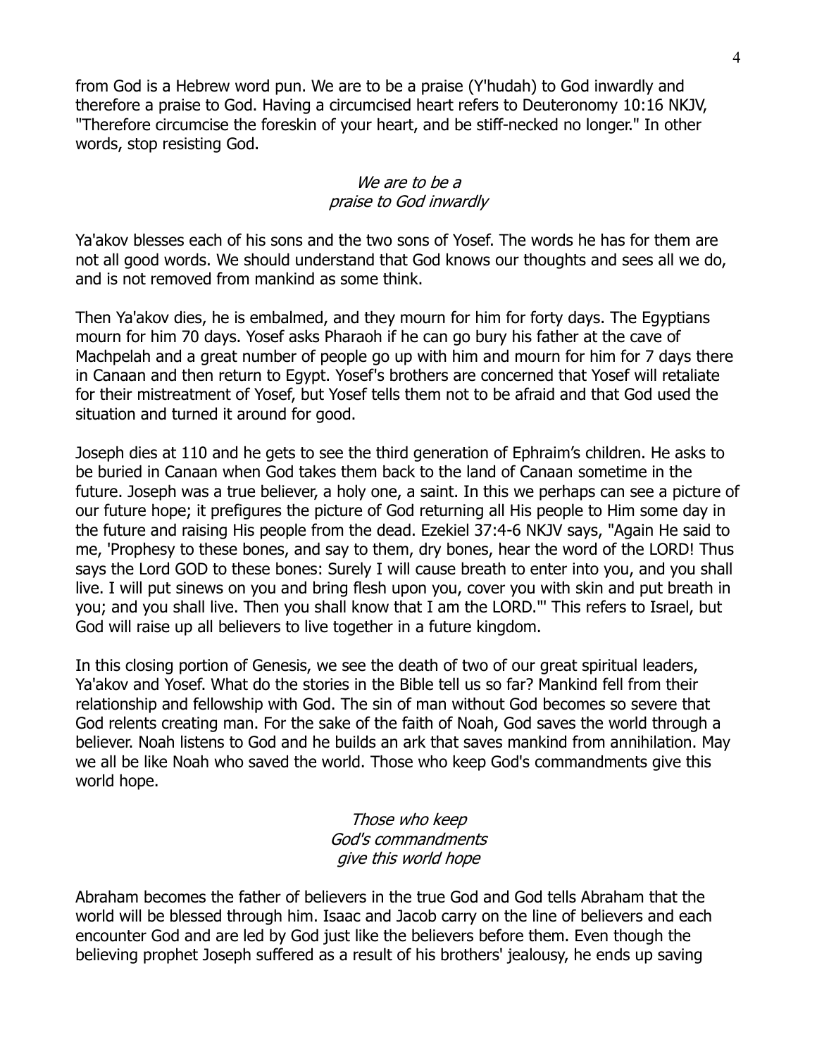from God is a Hebrew word pun. We are to be a praise (Y'hudah) to God inwardly and therefore a praise to God. Having a circumcised heart refers to Deuteronomy 10:16 NKJV, "Therefore circumcise the foreskin of your heart, and be stiff-necked no longer." In other words, stop resisting God.

*We are to be a praise to God inwardly*

Ya'akov blesses each of his sons and the two sons of Yosef. The words he has for them are not all good words. We should understand that God knows our thoughts and sees all we do, and is not removed from mankind as some think.

Then Ya'akov dies, he is embalmed, and they mourn for him for forty days. The Egyptians mourn for him 70 days. Yosef asks Pharaoh if he can go bury his father at the cave of Machpelah and a great number of people go up with him and mourn for him for 7 days there in Canaan and then return to Egypt. Yosef's brothers are concerned that Yosef will retaliate for their mistreatment of Yosef, but Yosef tells them not to be afraid and that God used the situation and turned it around for good.

Joseph dies at 110 and he gets to see the third generation of Ephraim's children. He asks to be buried in Canaan when God takes them back to the land of Canaan sometime in the future. Joseph was a true believer, a holy one, a saint. In this we perhaps can see a picture of our future hope; it prefigures the picture of God returning all His people to Him some day in the future and raising His people from the dead. Ezekiel 37:4-6 NKJV says, "Again He said to me, 'Prophesy to these bones, and say to them, dry bones, hear the word of the LORD! Thus says the Lord GOD to these bones: Surely I will cause breath to enter into you, and you shall live. I will put sinews on you and bring flesh upon you, cover you with skin and put breath in you; and you shall live. Then you shall know that I am the LORD.'" This refers to Israel, but God will raise up all believers to live together in a future kingdom.

In this closing portion of Genesis, we see the death of two of our great spiritual leaders, Ya'akov and Yosef. What do the stories in the Bible tell us so far? Mankind fell from their relationship and fellowship with God. The sin of man without God becomes so severe that God relents creating man. For the sake of the faith of Noah, God saves the world through a believer. Noah listens to God and he builds an ark that saves mankind from annihilation. May we all be like Noah who saved the world. Those who keep God's commandments give this world hope.

*Those who keep God's commandments give this world hope*

Abraham becomes the father of believers in the true God and God tells Abraham that the world will be blessed through him. Isaac and Jacob carry on the line of believers and each encounter God and are led by God just like the believers before them. Even though the believing prophet Joseph suffered as a result of his brothers' jealousy, he ends up saving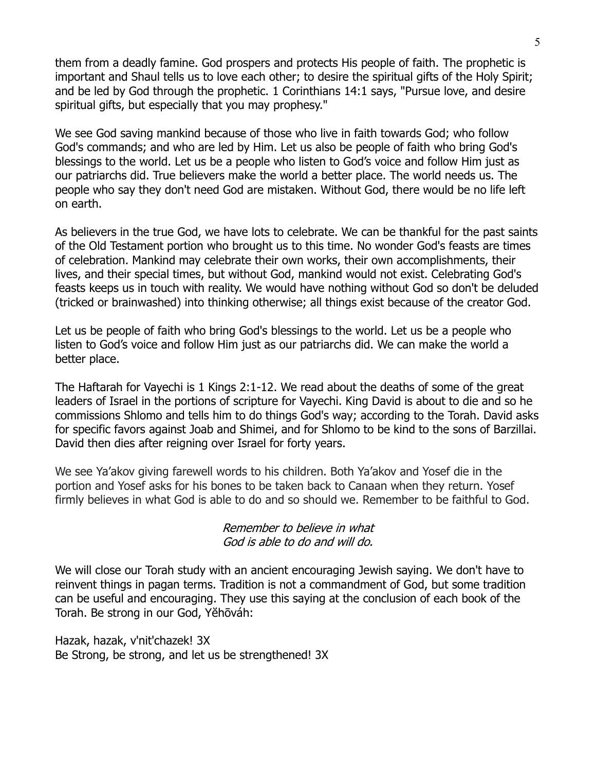them from a deadly famine. God prospers and protects His people of faith. The prophetic is important and Shaul tells us to love each other; to desire the spiritual gifts of the Holy Spirit; and be led by God through the prophetic. 1 Corinthians 14:1 says, "Pursue love, and desire spiritual gifts, but especially that you may prophesy."

We see God saving mankind because of those who live in faith towards God; who follow God's commands; and who are led by Him. Let us also be people of faith who bring God's blessings to the world. Let us be a people who listen to God's voice and follow Him just as our patriarchs did. True believers make the world a better place. The world needs us. The people who say they don't need God are mistaken. Without God, there would be no life left on earth.

As believers in the true God, we have lots to celebrate. We can be thankful for the past saints of the Old Testament portion who brought us to this time. No wonder God's feasts are times of celebration. Mankind may celebrate their own works, their own accomplishments, their lives, and their special times, but without God, mankind would not exist. Celebrating God's feasts keeps us in touch with reality. We would have nothing without God so don't be deluded (tricked or brainwashed) into thinking otherwise; all things exist because of the creator God.

Let us be people of faith who bring God's blessings to the world. Let us be a people who listen to God's voice and follow Him just as our patriarchs did. We can make the world a better place.

The Haftarah for Vayechi is 1 Kings 2:1-12. We read about the deaths of some of the great leaders of Israel in the portions of scripture for Vayechi. King David is about to die and so he commissions Shlomo and tells him to do things God's way; according to the Torah. David asks for specific favors against Joab and Shimei, and for Shlomo to be kind to the sons of Barzillai. David then dies after reigning over Israel for forty years.

We see Ya'akov giving farewell words to his children. Both Ya'akov and Yosef die in the portion and Yosef asks for his bones to be taken back to Canaan when they return. Yosef firmly believes in what God is able to do and so should we. Remember to be faithful to God.

*Remember to believe in what*
*God is able to do and will do.*

We will close our Torah study with an ancient encouraging Jewish saying. We don't have to reinvent things in pagan terms. Tradition is not a commandment of God, but some tradition can be useful and encouraging. They use this saying at the conclusion of each book of the Torah. Be strong in our God, Yěhōváh:

Hazak, hazak, v'nit'chazek! 3X
Be Strong, be strong, and let us be strengthened! 3X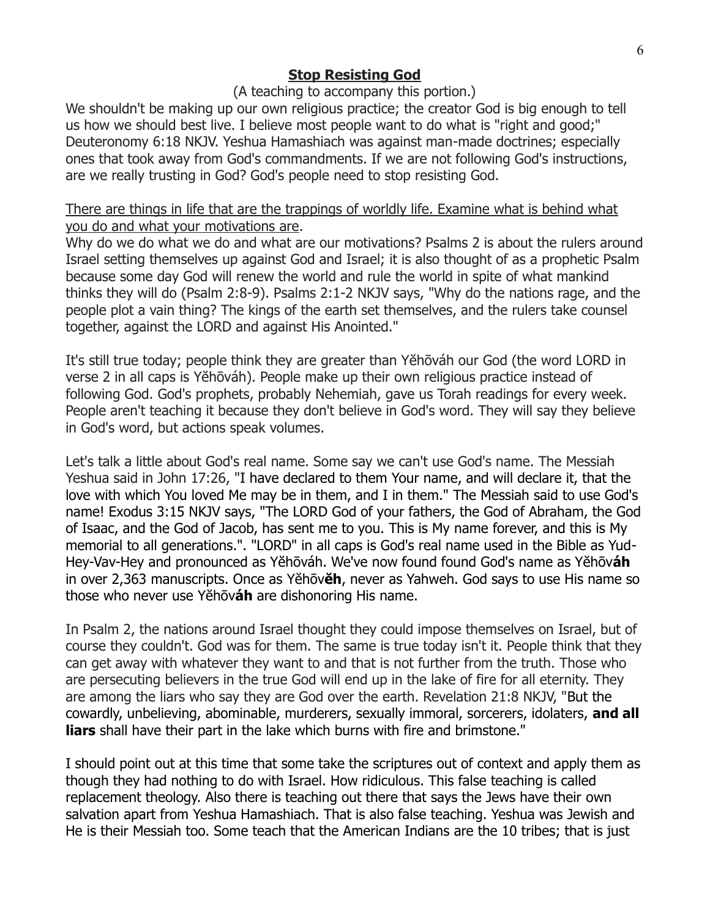## **Stop Resisting God**

(A teaching to accompany this portion.)

We shouldn't be making up our own religious practice; the creator God is big enough to tell us how we should best live. I believe most people want to do what is "right and good;" Deuteronomy 6:18 NKJV. Yeshua Hamashiach was against man-made doctrines; especially ones that took away from God's commandments. If we are not following God's instructions, are we really trusting in God? God's people need to stop resisting God.

<u>There are things in life that are the trappings of worldly life. Examine what is behind what you do and what your motivations are</u>.

Why do we do what we do and what are our motivations? Psalms 2 is about the rulers around Israel setting themselves up against God and Israel; it is also thought of as a prophetic Psalm because some day God will renew the world and rule the world in spite of what mankind thinks they will do (Psalm 2:8-9). Psalms 2:1-2 NKJV says, "Why do the nations rage, and the people plot a vain thing? The kings of the earth set themselves, and the rulers take counsel together, against the LORD and against His Anointed."

It's still true today; people think they are greater than Yĕhōváh our God (the word LORD in verse 2 in all caps is Yĕhōváh). People make up their own religious practice instead of following God. God's prophets, probably Nehemiah, gave us Torah readings for every week. People aren't teaching it because they don't believe in God's word. They will say they believe in God's word, but actions speak volumes.

Let's talk a little about God's real name. Some say we can't use God's name. The Messiah Yeshua said in John 17:26, "I have declared to them Your name, and will declare it, that the love with which You loved Me may be in them, and I in them." The Messiah said to use God's name! Exodus 3:15 NKJV says, "The LORD God of your fathers, the God of Abraham, the God of Isaac, and the God of Jacob, has sent me to you. This is My name forever, and this is My memorial to all generations.". "LORD" in all caps is God's real name used in the Bible as Yud-Hey-Vav-Hey and pronounced as Yĕhōváh. We've now found found God's name as Yĕhōv**áh** in over 2,363 manuscripts. Once as Yĕhōv**ĕh**, never as Yahweh. God says to use His name so those who never use Yĕhōv**áh** are dishonoring His name.

In Psalm 2, the nations around Israel thought they could impose themselves on Israel, but of course they couldn't. God was for them. The same is true today isn't it. People think that they can get away with whatever they want to and that is not further from the truth. Those who are persecuting believers in the true God will end up in the lake of fire for all eternity. They are among the liars who say they are God over the earth. Revelation 21:8 NKJV, "But the cowardly, unbelieving, abominable, murderers, sexually immoral, sorcerers, idolaters, **and all liars** shall have their part in the lake which burns with fire and brimstone."

I should point out at this time that some take the scriptures out of context and apply them as though they had nothing to do with Israel. How ridiculous. This false teaching is called replacement theology. Also there is teaching out there that says the Jews have their own salvation apart from Yeshua Hamashiach. That is also false teaching. Yeshua was Jewish and He is their Messiah too. Some teach that the American Indians are the 10 tribes; that is just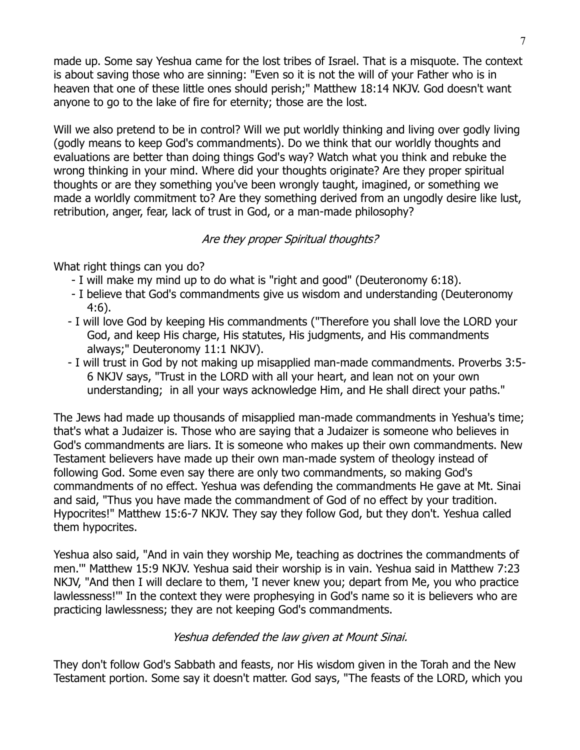made up. Some say Yeshua came for the lost tribes of Israel. That is a misquote. The context is about saving those who are sinning: "Even so it is not the will of your Father who is in heaven that one of these little ones should perish;" Matthew 18:14 NKJV. God doesn't want anyone to go to the lake of fire for eternity; those are the lost.

Will we also pretend to be in control? Will we put worldly thinking and living over godly living (godly means to keep God's commandments). Do we think that our worldly thoughts and evaluations are better than doing things God's way? Watch what you think and rebuke the wrong thinking in your mind. Where did your thoughts originate? Are they proper spiritual thoughts or are they something you've been wrongly taught, imagined, or something we made a worldly commitment to? Are they something derived from an ungodly desire like lust, retribution, anger, fear, lack of trust in God, or a man-made philosophy?

*Are they proper Spiritual thoughts?*

What right things can you do?

- I will make my mind up to do what is "right and good" (Deuteronomy 6:18).
- I believe that God's commandments give us wisdom and understanding (Deuteronomy 4:6).
- I will love God by keeping His commandments ("Therefore you shall love the LORD your God, and keep His charge, His statutes, His judgments, and His commandments always;" Deuteronomy 11:1 NKJV).
- I will trust in God by not making up misapplied man-made commandments. Proverbs 3:5-6 NKJV says, "Trust in the LORD with all your heart, and lean not on your own understanding; in all your ways acknowledge Him, and He shall direct your paths."

The Jews had made up thousands of misapplied man-made commandments in Yeshua's time; that's what a Judaizer is. Those who are saying that a Judaizer is someone who believes in God's commandments are liars. It is someone who makes up their own commandments. New Testament believers have made up their own man-made system of theology instead of following God. Some even say there are only two commandments, so making God's commandments of no effect. Yeshua was defending the commandments He gave at Mt. Sinai and said, "Thus you have made the commandment of God of no effect by your tradition. Hypocrites!" Matthew 15:6-7 NKJV. They say they follow God, but they don't. Yeshua called them hypocrites.

Yeshua also said, "And in vain they worship Me, teaching as doctrines the commandments of men.'" Matthew 15:9 NKJV. Yeshua said their worship is in vain. Yeshua said in Matthew 7:23 NKJV, "And then I will declare to them, 'I never knew you; depart from Me, you who practice lawlessness!'" In the context they were prophesying in God's name so it is believers who are practicing lawlessness; they are not keeping God's commandments.

*Yeshua defended the law given at Mount Sinai.*

They don't follow God's Sabbath and feasts, nor His wisdom given in the Torah and the New Testament portion. Some say it doesn't matter. God says, "The feasts of the LORD, which you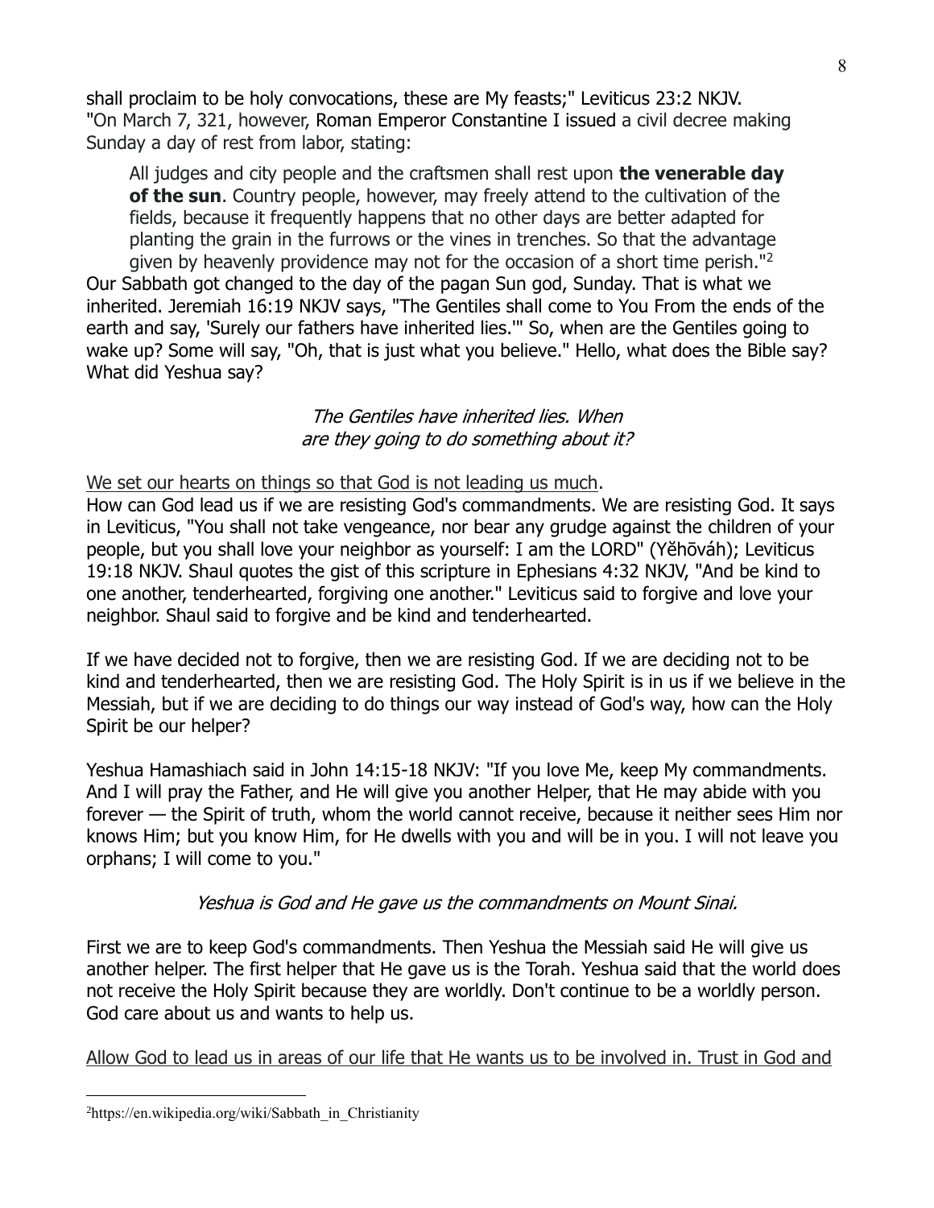shall proclaim to be holy convocations, these are My feasts;" Leviticus 23:2 NKJV. "On March 7, 321, however, Roman Emperor Constantine I issued a civil decree making Sunday a day of rest from labor, stating:

> All judges and city people and the craftsmen shall rest upon **the venerable day of the sun**. Country people, however, may freely attend to the cultivation of the fields, because it frequently happens that no other days are better adapted for planting the grain in the furrows or the vines in trenches. So that the advantage given by heavenly providence may not for the occasion of a short time perish."[2]

Our Sabbath got changed to the day of the pagan Sun god, Sunday. That is what we inherited. Jeremiah 16:19 NKJV says, "The Gentiles shall come to You From the ends of the earth and say, 'Surely our fathers have inherited lies.'" So, when are the Gentiles going to wake up? Some will say, "Oh, that is just what you believe." Hello, what does the Bible say? What did Yeshua say?

*The Gentiles have inherited lies. When are they going to do something about it?*

<u>We set our hearts on things so that God is not leading us much</u>.

How can God lead us if we are resisting God's commandments. We are resisting God. It says in Leviticus, "You shall not take vengeance, nor bear any grudge against the children of your people, but you shall love your neighbor as yourself: I am the LORD" (Yĕhōváh); Leviticus 19:18 NKJV. Shaul quotes the gist of this scripture in Ephesians 4:32 NKJV, "And be kind to one another, tenderhearted, forgiving one another." Leviticus said to forgive and love your neighbor. Shaul said to forgive and be kind and tenderhearted.

If we have decided not to forgive, then we are resisting God. If we are deciding not to be kind and tenderhearted, then we are resisting God. The Holy Spirit is in us if we believe in the Messiah, but if we are deciding to do things our way instead of God's way, how can the Holy Spirit be our helper?

Yeshua Hamashiach said in John 14:15-18 NKJV: "If you love Me, keep My commandments. And I will pray the Father, and He will give you another Helper, that He may abide with you forever — the Spirit of truth, whom the world cannot receive, because it neither sees Him nor knows Him; but you know Him, for He dwells with you and will be in you. I will not leave you orphans; I will come to you."

*Yeshua is God and He gave us the commandments on Mount Sinai.*

First we are to keep God's commandments. Then Yeshua the Messiah said He will give us another helper. The first helper that He gave us is the Torah. Yeshua said that the world does not receive the Holy Spirit because they are worldly. Don't continue to be a worldly person. God care about us and wants to help us.

<u>Allow God to lead us in areas of our life that He wants us to be involved in. Trust in God and</u>

---

[2] https://en.wikipedia.org/wiki/Sabbath_in_Christianity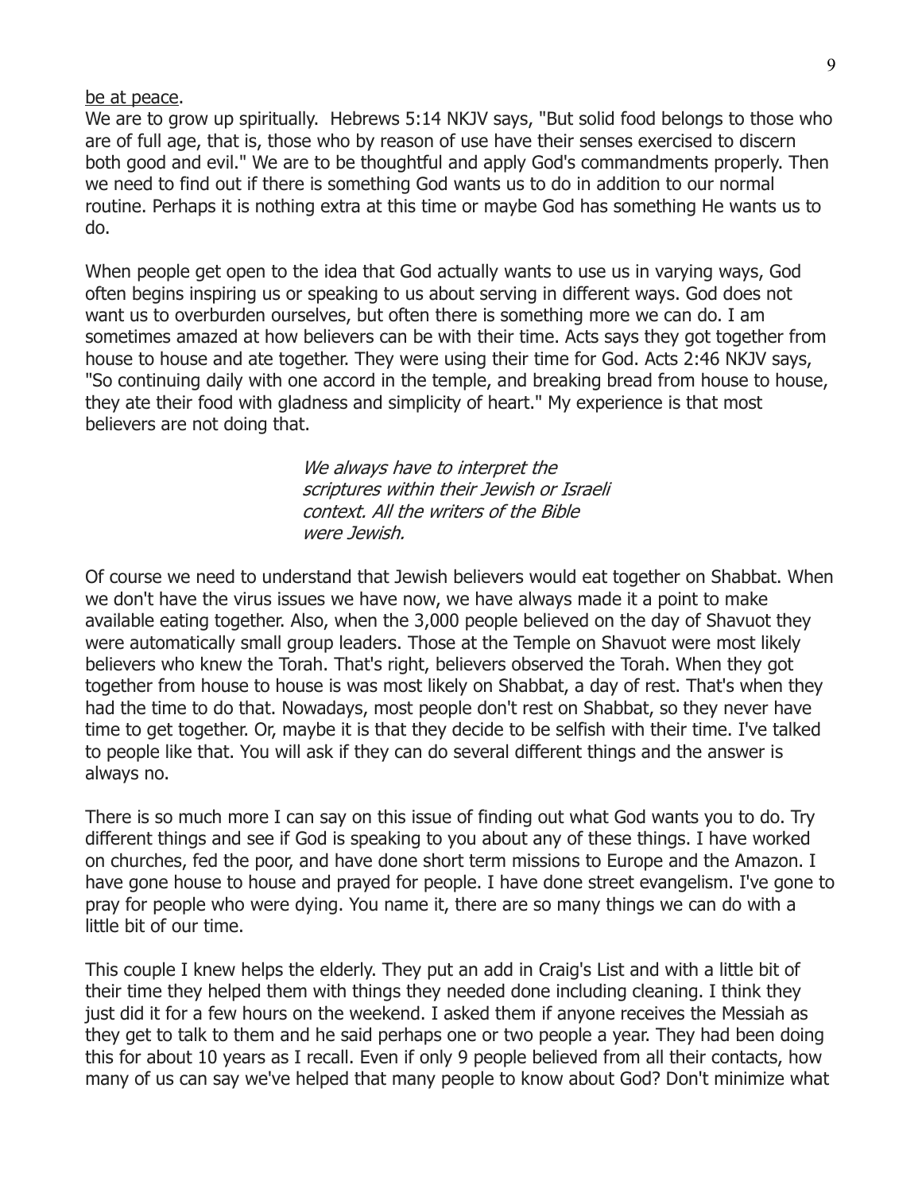be at peace.

We are to grow up spiritually. Hebrews 5:14 NKJV says, "But solid food belongs to those who are of full age, that is, those who by reason of use have their senses exercised to discern both good and evil." We are to be thoughtful and apply God's commandments properly. Then we need to find out if there is something God wants us to do in addition to our normal routine. Perhaps it is nothing extra at this time or maybe God has something He wants us to do.

When people get open to the idea that God actually wants to use us in varying ways, God often begins inspiring us or speaking to us about serving in different ways. God does not want us to overburden ourselves, but often there is something more we can do. I am sometimes amazed at how believers can be with their time. Acts says they got together from house to house and ate together. They were using their time for God. Acts 2:46 NKJV says, "So continuing daily with one accord in the temple, and breaking bread from house to house, they ate their food with gladness and simplicity of heart." My experience is that most believers are not doing that.

> *We always have to interpret the scriptures within their Jewish or Israeli context. All the writers of the Bible were Jewish.*

Of course we need to understand that Jewish believers would eat together on Shabbat. When we don't have the virus issues we have now, we have always made it a point to make available eating together. Also, when the 3,000 people believed on the day of Shavuot they were automatically small group leaders. Those at the Temple on Shavuot were most likely believers who knew the Torah. That's right, believers observed the Torah. When they got together from house to house is was most likely on Shabbat, a day of rest. That's when they had the time to do that. Nowadays, most people don't rest on Shabbat, so they never have time to get together. Or, maybe it is that they decide to be selfish with their time. I've talked to people like that. You will ask if they can do several different things and the answer is always no.

There is so much more I can say on this issue of finding out what God wants you to do. Try different things and see if God is speaking to you about any of these things. I have worked on churches, fed the poor, and have done short term missions to Europe and the Amazon. I have gone house to house and prayed for people. I have done street evangelism. I've gone to pray for people who were dying. You name it, there are so many things we can do with a little bit of our time.

This couple I knew helps the elderly. They put an add in Craig's List and with a little bit of their time they helped them with things they needed done including cleaning. I think they just did it for a few hours on the weekend. I asked them if anyone receives the Messiah as they get to talk to them and he said perhaps one or two people a year. They had been doing this for about 10 years as I recall. Even if only 9 people believed from all their contacts, how many of us can say we've helped that many people to know about God? Don't minimize what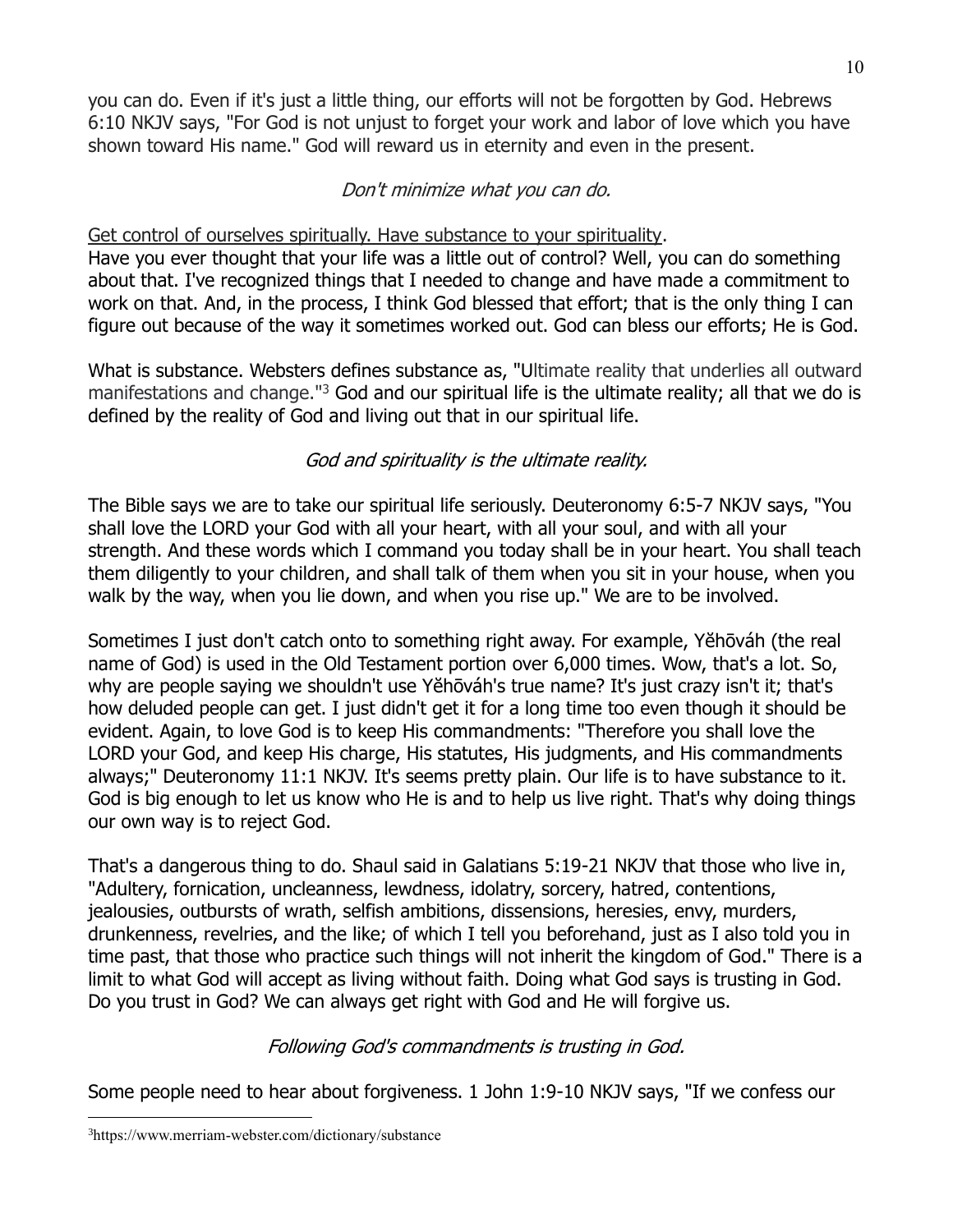you can do. Even if it's just a little thing, our efforts will not be forgotten by God. Hebrews 6:10 NKJV says, "For God is not unjust to forget your work and labor of love which you have shown toward His name." God will reward us in eternity and even in the present.

*Don't minimize what you can do.*

<u>Get control of ourselves spiritually. Have substance to your spirituality</u>.
Have you ever thought that your life was a little out of control? Well, you can do something about that. I've recognized things that I needed to change and have made a commitment to work on that. And, in the process, I think God blessed that effort; that is the only thing I can figure out because of the way it sometimes worked out. God can bless our efforts; He is God.

What is substance. Websters defines substance as, "Ultimate reality that underlies all outward manifestations and change."[3] God and our spiritual life is the ultimate reality; all that we do is defined by the reality of God and living out that in our spiritual life.

*God and spirituality is the ultimate reality.*

The Bible says we are to take our spiritual life seriously. Deuteronomy 6:5-7 NKJV says, "You shall love the LORD your God with all your heart, with all your soul, and with all your strength. And these words which I command you today shall be in your heart. You shall teach them diligently to your children, and shall talk of them when you sit in your house, when you walk by the way, when you lie down, and when you rise up." We are to be involved.

Sometimes I just don't catch onto to something right away. For example, Yĕhōváh (the real name of God) is used in the Old Testament portion over 6,000 times. Wow, that's a lot. So, why are people saying we shouldn't use Yĕhōváh's true name? It's just crazy isn't it; that's how deluded people can get. I just didn't get it for a long time too even though it should be evident. Again, to love God is to keep His commandments: "Therefore you shall love the LORD your God, and keep His charge, His statutes, His judgments, and His commandments always;" Deuteronomy 11:1 NKJV. It's seems pretty plain. Our life is to have substance to it. God is big enough to let us know who He is and to help us live right. That's why doing things our own way is to reject God.

That's a dangerous thing to do. Shaul said in Galatians 5:19-21 NKJV that those who live in, "Adultery, fornication, uncleanness, lewdness, idolatry, sorcery, hatred, contentions, jealousies, outbursts of wrath, selfish ambitions, dissensions, heresies, envy, murders, drunkenness, revelries, and the like; of which I tell you beforehand, just as I also told you in time past, that those who practice such things will not inherit the kingdom of God." There is a limit to what God will accept as living without faith. Doing what God says is trusting in God. Do you trust in God? We can always get right with God and He will forgive us.

*Following God's commandments is trusting in God.*

Some people need to hear about forgiveness. 1 John 1:9-10 NKJV says, "If we confess our

---

[3] https://www.merriam-webster.com/dictionary/substance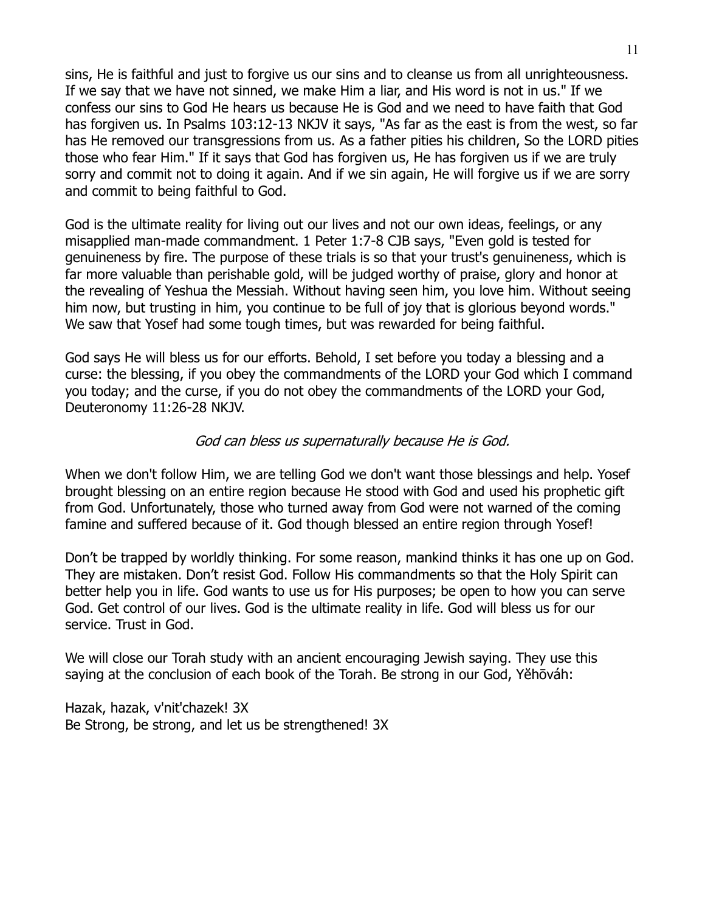sins, He is faithful and just to forgive us our sins and to cleanse us from all unrighteousness. If we say that we have not sinned, we make Him a liar, and His word is not in us." If we confess our sins to God He hears us because He is God and we need to have faith that God has forgiven us. In Psalms 103:12-13 NKJV it says, "As far as the east is from the west, so far has He removed our transgressions from us. As a father pities his children, So the LORD pities those who fear Him." If it says that God has forgiven us, He has forgiven us if we are truly sorry and commit not to doing it again. And if we sin again, He will forgive us if we are sorry and commit to being faithful to God.

God is the ultimate reality for living out our lives and not our own ideas, feelings, or any misapplied man-made commandment. 1 Peter 1:7-8 CJB says, "Even gold is tested for genuineness by fire. The purpose of these trials is so that your trust's genuineness, which is far more valuable than perishable gold, will be judged worthy of praise, glory and honor at the revealing of Yeshua the Messiah. Without having seen him, you love him. Without seeing him now, but trusting in him, you continue to be full of joy that is glorious beyond words." We saw that Yosef had some tough times, but was rewarded for being faithful.

God says He will bless us for our efforts. Behold, I set before you today a blessing and a curse: the blessing, if you obey the commandments of the LORD your God which I command you today; and the curse, if you do not obey the commandments of the LORD your God, Deuteronomy 11:26-28 NKJV.

*God can bless us supernaturally because He is God.*

When we don't follow Him, we are telling God we don't want those blessings and help. Yosef brought blessing on an entire region because He stood with God and used his prophetic gift from God. Unfortunately, those who turned away from God were not warned of the coming famine and suffered because of it. God though blessed an entire region through Yosef!

Don't be trapped by worldly thinking. For some reason, mankind thinks it has one up on God. They are mistaken. Don't resist God. Follow His commandments so that the Holy Spirit can better help you in life. God wants to use us for His purposes; be open to how you can serve God. Get control of our lives. God is the ultimate reality in life. God will bless us for our service. Trust in God.

We will close our Torah study with an ancient encouraging Jewish saying. They use this saying at the conclusion of each book of the Torah. Be strong in our God, Yĕhōváh:

Hazak, hazak, v'nit'chazek! 3X
Be Strong, be strong, and let us be strengthened! 3X